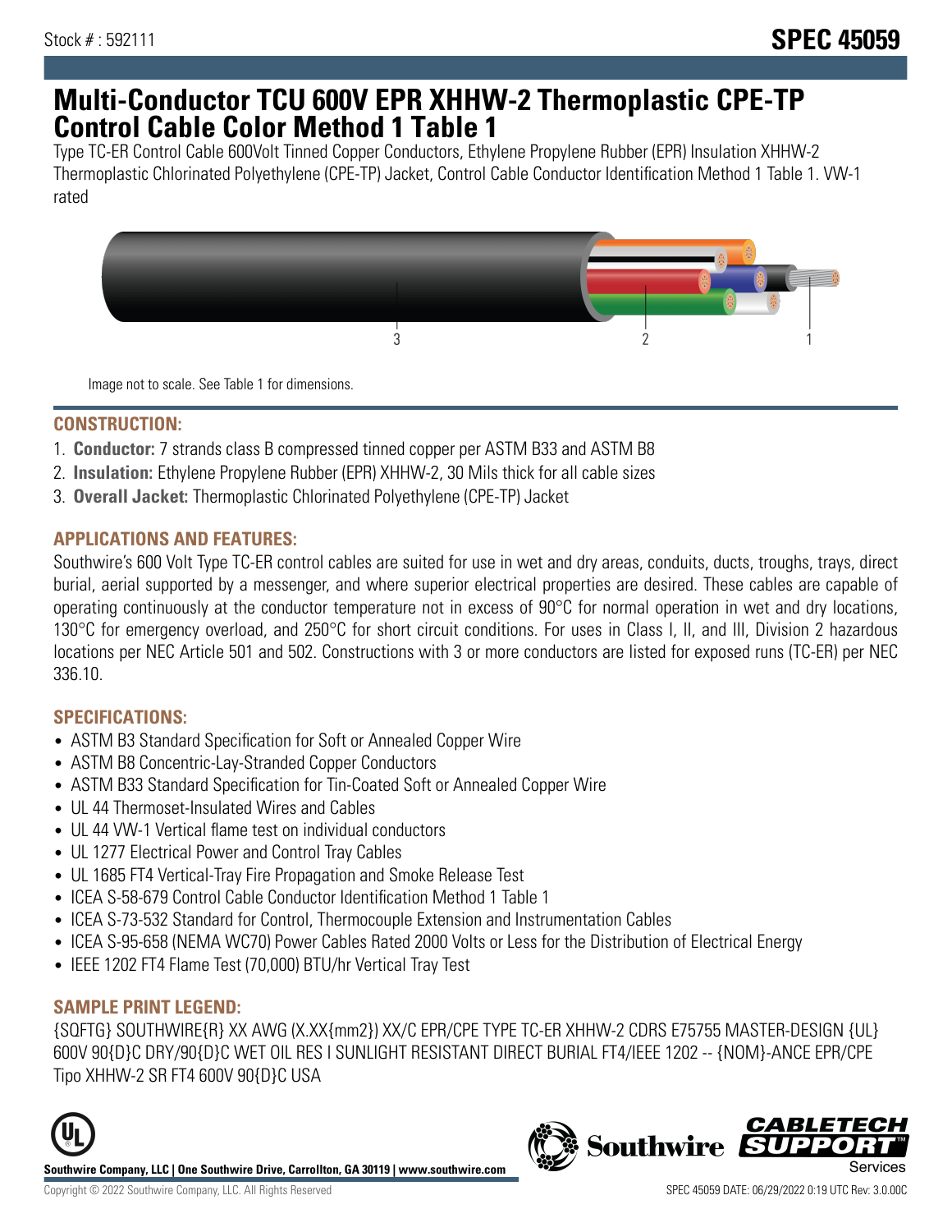Stock # : 592111

# SPEC 45059

# Multi-Conductor TCU 600V EPR XHHW-2 Thermoplastic CPE-TP Control Cable Color Method 1 Table 1

Type TC-ER Control Cable 600Volt Tinned Copper Conductors, Ethylene Propylene Rubber (EPR) Insulation XHHW-2 Thermoplastic Chlorinated Polyethylene (CPE-TP) Jacket, Control Cable Conductor Identification Method 1 Table 1. VW-1 rated

Image not to scale. See Table 1 for dimensions.

## CONSTRUCTION:

1. **Conductor:** 7 strands class B compressed tinned copper per ASTM B33 and ASTM B8
2. **Insulation:** Ethylene Propylene Rubber (EPR) XHHW-2, 30 Mils thick for all cable sizes
3. **Overall Jacket:** Thermoplastic Chlorinated Polyethylene (CPE-TP) Jacket

## APPLICATIONS AND FEATURES:

Southwire's 600 Volt Type TC-ER control cables are suited for use in wet and dry areas, conduits, ducts, troughs, trays, direct burial, aerial supported by a messenger, and where superior electrical properties are desired. These cables are capable of operating continuously at the conductor temperature not in excess of 90°C for normal operation in wet and dry locations, 130°C for emergency overload, and 250°C for short circuit conditions. For uses in Class I, II, and III, Division 2 hazardous locations per NEC Article 501 and 502. Constructions with 3 or more conductors are listed for exposed runs (TC-ER) per NEC 336.10.

## SPECIFICATIONS:

- ASTM B3 Standard Specification for Soft or Annealed Copper Wire
- ASTM B8 Concentric-Lay-Stranded Copper Conductors
- ASTM B33 Standard Specification for Tin-Coated Soft or Annealed Copper Wire
- UL 44 Thermoset-Insulated Wires and Cables
- UL 44 VW-1 Vertical flame test on individual conductors
- UL 1277 Electrical Power and Control Tray Cables
- UL 1685 FT4 Vertical-Tray Fire Propagation and Smoke Release Test
- ICEA S-58-679 Control Cable Conductor Identification Method 1 Table 1
- ICEA S-73-532 Standard for Control, Thermocouple Extension and Instrumentation Cables
- ICEA S-95-658 (NEMA WC70) Power Cables Rated 2000 Volts or Less for the Distribution of Electrical Energy
- IEEE 1202 FT4 Flame Test (70,000) BTU/hr Vertical Tray Test

## SAMPLE PRINT LEGEND:

{SQFTG} SOUTHWIRE{R} XX AWG (X.XX{mm2}) XX/C EPR/CPE TYPE TC-ER XHHW-2 CDRS E75755 MASTER-DESIGN {UL} 600V 90{D}C DRY/90{D}C WET OIL RES I SUNLIGHT RESISTANT DIRECT BURIAL FT4/IEEE 1202 -- {NOM}-ANCE EPR/CPE Tipo XHHW-2 SR FT4 600V 90{D}C USA

**Southwire Company, LLC | One Southwire Drive, Carrollton, GA 30119 | www.southwire.com**

Copyright © 2022 Southwire Company, LLC. All Rights Reserved

SPEC 45059 DATE: 06/29/2022 0:19 UTC Rev: 3.0.00C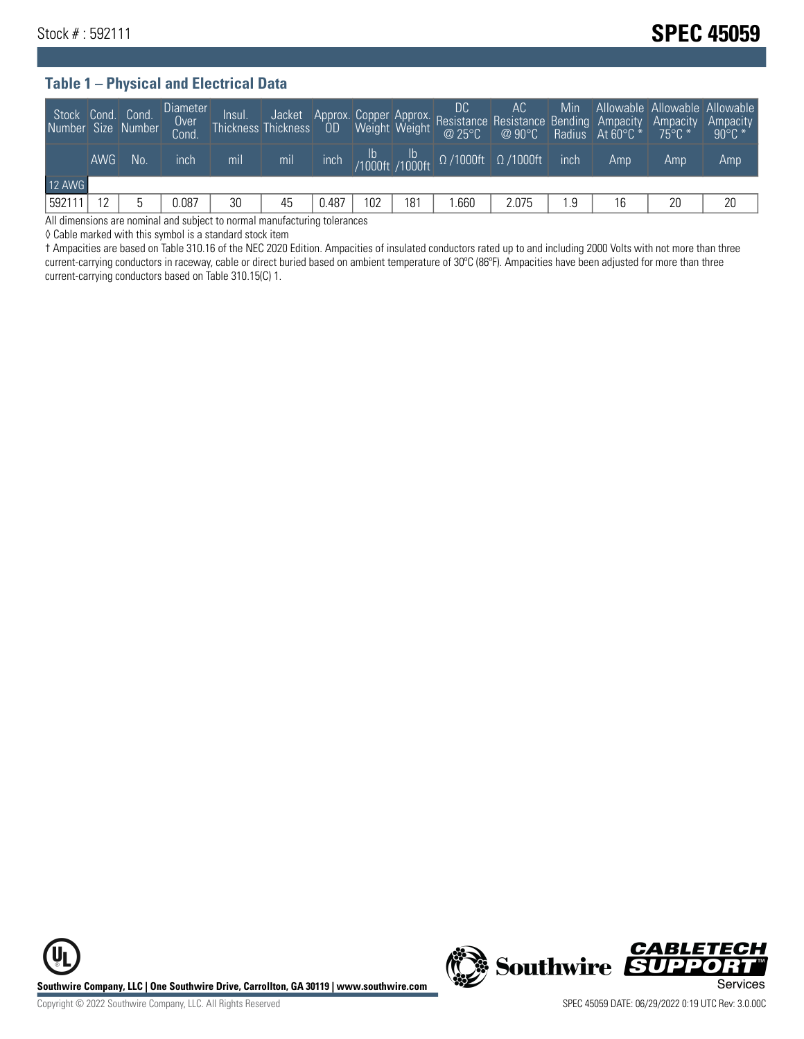## Table 1 – Physical and Electrical Data

| Stock Number | Cond. Size | Cond. Number | Diameter Over Cond. | Insul. Thickness | Jacket Thickness | Approx. OD | Copper Weight | Approx. Weight | DC Resistance @ 25°C | AC Resistance @ 90°C | Min Bending Radius | Allowable Ampacity At 60°C * | Allowable Ampacity 75°C * | Allowable Ampacity 90°C * |
|---|---|---|---|---|---|---|---|---|---|---|---|---|---|---|
| | AWG | No. | inch | mil | mil | inch | lb /1000ft | lb /1000ft | Ω /1000ft | Ω /1000ft | inch | Amp | Amp | Amp |
| 12 AWG | | | | | | | | | | | | | | |
| 592111 | 12 | 5 | 0.087 | 30 | 45 | 0.487 | 102 | 181 | 1.660 | 2.075 | 1.9 | 16 | 20 | 20 |

All dimensions are nominal and subject to normal manufacturing tolerances

◊ Cable marked with this symbol is a standard stock item

† Ampacities are based on Table 310.16 of the NEC 2020 Edition. Ampacities of insulated conductors rated up to and including 2000 Volts with not more than three current-carrying conductors in raceway, cable or direct buried based on ambient temperature of 30ºC (86ºF). Ampacities have been adjusted for more than three current-carrying conductors based on Table 310.15(C) 1.